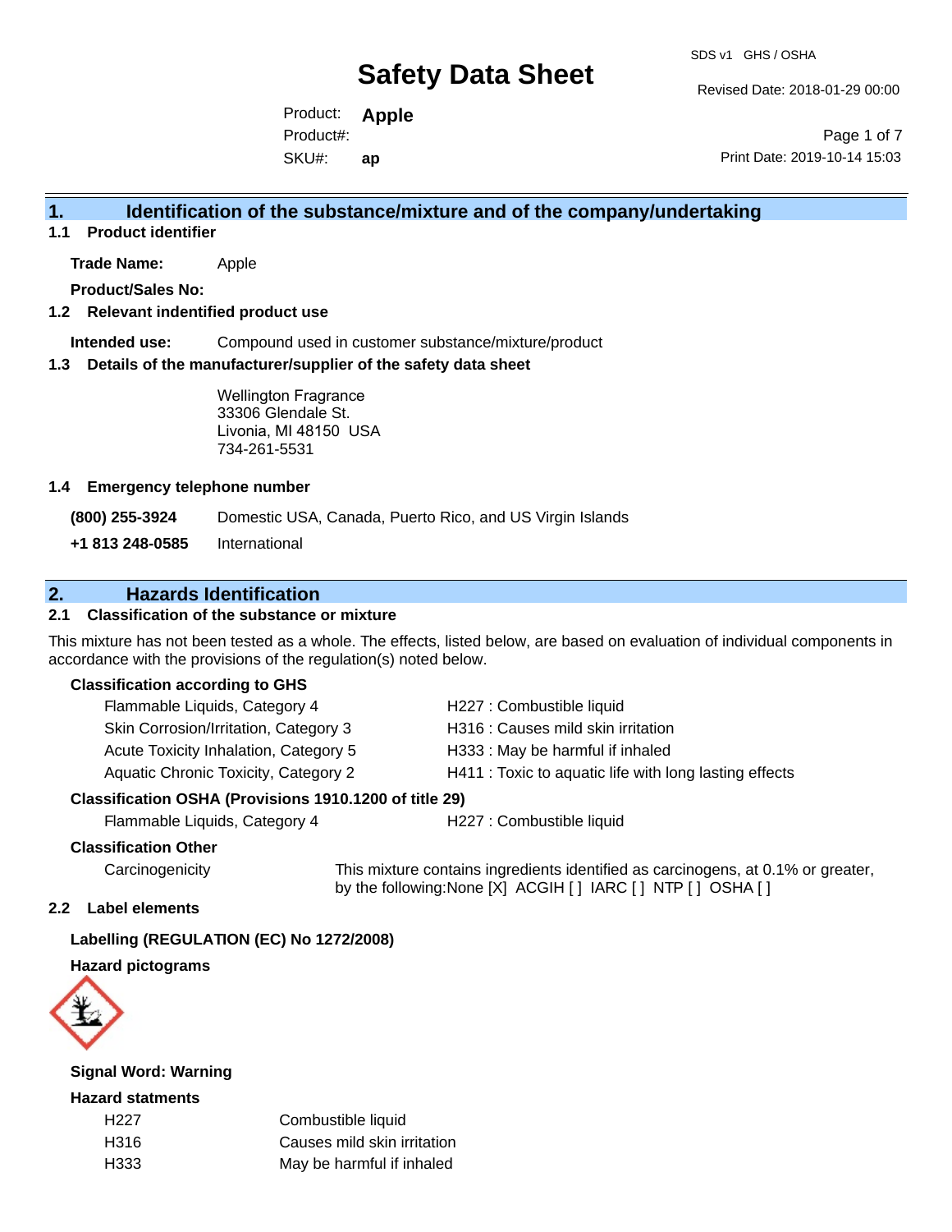# Safety Data Sheet

SDS v1 GHS / OSHA

Revised Date: 2018-01-29 00:00

Product: **Apple**
Product#:
SKU#: **ap**

Print Date: 2019-10-14 15:03

## 1. Identification of the substance/mixture and of the company/undertaking

### 1.1 Product identifier

**Trade Name:** Apple

**Product/Sales No:**

### 1.2 Relevant indentified product use

**Intended use:** Compound used in customer substance/mixture/product

### 1.3 Details of the manufacturer/supplier of the safety data sheet

Wellington Fragrance
33306 Glendale St.
Livonia, MI 48150 USA
734-261-5531

### 1.4 Emergency telephone number

| | |
|---|---|
| **(800) 255-3924** | Domestic USA, Canada, Puerto Rico, and US Virgin Islands |
| **+1 813 248-0585** | International |

## 2. Hazards Identification

### 2.1 Classification of the substance or mixture

This mixture has not been tested as a whole. The effects, listed below, are based on evaluation of individual components in accordance with the provisions of the regulation(s) noted below.

**Classification according to GHS**

| | |
|---|---|
| Flammable Liquids, Category 4 | H227 : Combustible liquid |
| Skin Corrosion/Irritation, Category 3 | H316 : Causes mild skin irritation |
| Acute Toxicity Inhalation, Category 5 | H333 : May be harmful if inhaled |
| Aquatic Chronic Toxicity, Category 2 | H411 : Toxic to aquatic life with long lasting effects |

**Classification OSHA (Provisions 1910.1200 of title 29)**

| | |
|---|---|
| Flammable Liquids, Category 4 | H227 : Combustible liquid |

**Classification Other**

Carcinogenicity: This mixture contains ingredients identified as carcinogens, at 0.1% or greater, by the following:None [X] ACGIH [ ] IARC [ ] NTP [ ] OSHA [ ]

### 2.2 Label elements

**Labelling (REGULATION (EC) No 1272/2008)**

**Hazard pictograms**

**Signal Word: Warning**

**Hazard statments**

| | |
|---|---|
| H227 | Combustible liquid |
| H316 | Causes mild skin irritation |
| H333 | May be harmful if inhaled |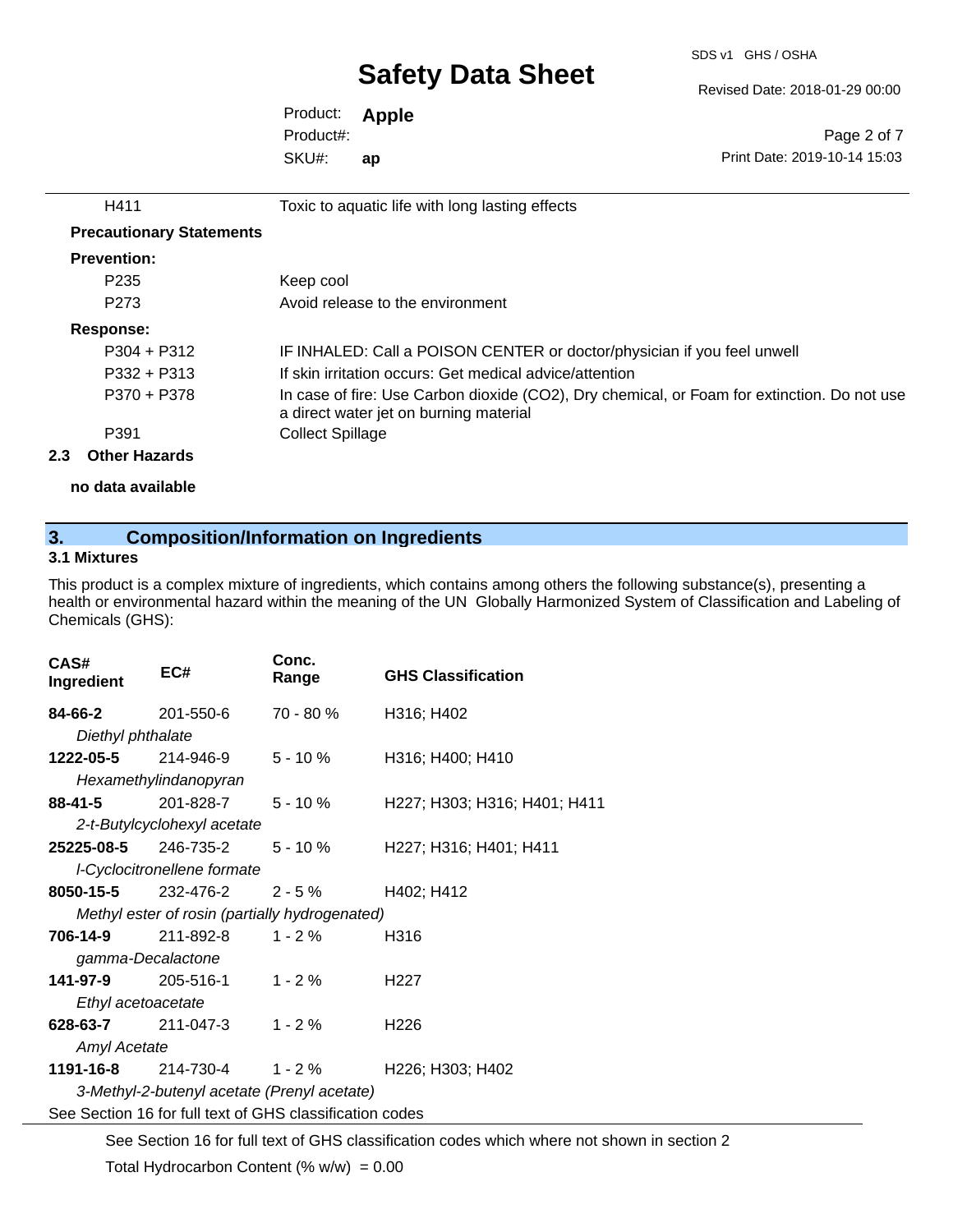| | |
|---|---|
| H411 | Toxic to aquatic life with long lasting effects |

**Precautionary Statements**

**Prevention:**

| | |
|---|---|
| P235 | Keep cool |
| P273 | Avoid release to the environment |

**Response:**

| | |
|---|---|
| P304 + P312 | IF INHALED: Call a POISON CENTER or doctor/physician if you feel unwell |
| P332 + P313 | If skin irritation occurs: Get medical advice/attention |
| P370 + P378 | In case of fire: Use Carbon dioxide ($CO_2$), Dry chemical, or Foam for extinction. Do not use a direct water jet on burning material |
| P391 | Collect Spillage |

### 2.3 Other Hazards

**no data available**

## 3. Composition/Information on Ingredients

### 3.1 Mixtures

This product is a complex mixture of ingredients, which contains among others the following substance(s), presenting a health or environmental hazard within the meaning of the UN Globally Harmonized System of Classification and Labeling of Chemicals (GHS):

| CAS# Ingredient | EC# | Conc. Range | GHS Classification |
|---|---|---|---|
| **84-66-2** | 201-550-6 | 70 - 80 % | H316; H402 |
| *Diethyl phthalate* | | | |
| **1222-05-5** | 214-946-9 | 5 - 10 % | H316; H400; H410 |
| *Hexamethylindanopyran* | | | |
| **88-41-5** | 201-828-7 | 5 - 10 % | H227; H303; H316; H401; H411 |
| *2-t-Butylcyclohexyl acetate* | | | |
| **25225-08-5** | 246-735-2 | 5 - 10 % | H227; H316; H401; H411 |
| *l-Cyclocitronellene formate* | | | |
| **8050-15-5** | 232-476-2 | 2 - 5 % | H402; H412 |
| *Methyl ester of rosin (partially hydrogenated)* | | | |
| **706-14-9** | 211-892-8 | 1 - 2 % | H316 |
| *gamma-Decalactone* | | | |
| **141-97-9** | 205-516-1 | 1 - 2 % | H227 |
| *Ethyl acetoacetate* | | | |
| **628-63-7** | 211-047-3 | 1 - 2 % | H226 |
| *Amyl Acetate* | | | |
| **1191-16-8** | 214-730-4 | 1 - 2 % | H226; H303; H402 |
| *3-Methyl-2-butenyl acetate (Prenyl acetate)* | | | |

See Section 16 for full text of GHS classification codes

See Section 16 for full text of GHS classification codes which where not shown in section 2

Total Hydrocarbon Content (% w/w) = 0.00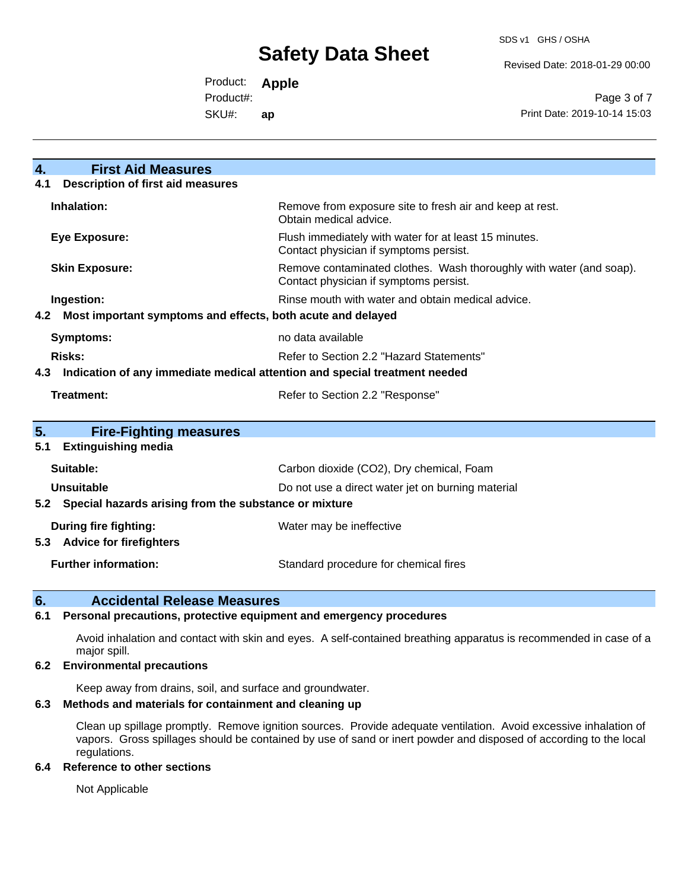## 4. First Aid Measures

### 4.1 Description of first aid measures

| | |
|---|---|
| **Inhalation:** | Remove from exposure site to fresh air and keep at rest. Obtain medical advice. |
| **Eye Exposure:** | Flush immediately with water for at least 15 minutes. Contact physician if symptoms persist. |
| **Skin Exposure:** | Remove contaminated clothes. Wash thoroughly with water (and soap). Contact physician if symptoms persist. |
| **Ingestion:** | Rinse mouth with water and obtain medical advice. |

### 4.2 Most important symptoms and effects, both acute and delayed

| | |
|---|---|
| **Symptoms:** | no data available |
| **Risks:** | Refer to Section 2.2 "Hazard Statements" |

### 4.3 Indication of any immediate medical attention and special treatment needed

| | |
|---|---|
| **Treatment:** | Refer to Section 2.2 "Response" |

## 5. Fire-Fighting measures

### 5.1 Extinguishing media

| | |
|---|---|
| **Suitable:** | Carbon dioxide ($CO_2$), Dry chemical, Foam |
| **Unsuitable** | Do not use a direct water jet on burning material |

### 5.2 Special hazards arising from the substance or mixture

| | |
|---|---|
| **During fire fighting:** | Water may be ineffective |

### 5.3 Advice for firefighters

| | |
|---|---|
| **Further information:** | Standard procedure for chemical fires |

## 6. Accidental Release Measures

### 6.1 Personal precautions, protective equipment and emergency procedures

Avoid inhalation and contact with skin and eyes. A self-contained breathing apparatus is recommended in case of a major spill.

### 6.2 Environmental precautions

Keep away from drains, soil, and surface and groundwater.

### 6.3 Methods and materials for containment and cleaning up

Clean up spillage promptly. Remove ignition sources. Provide adequate ventilation. Avoid excessive inhalation of vapors. Gross spillages should be contained by use of sand or inert powder and disposed of according to the local regulations.

### 6.4 Reference to other sections

Not Applicable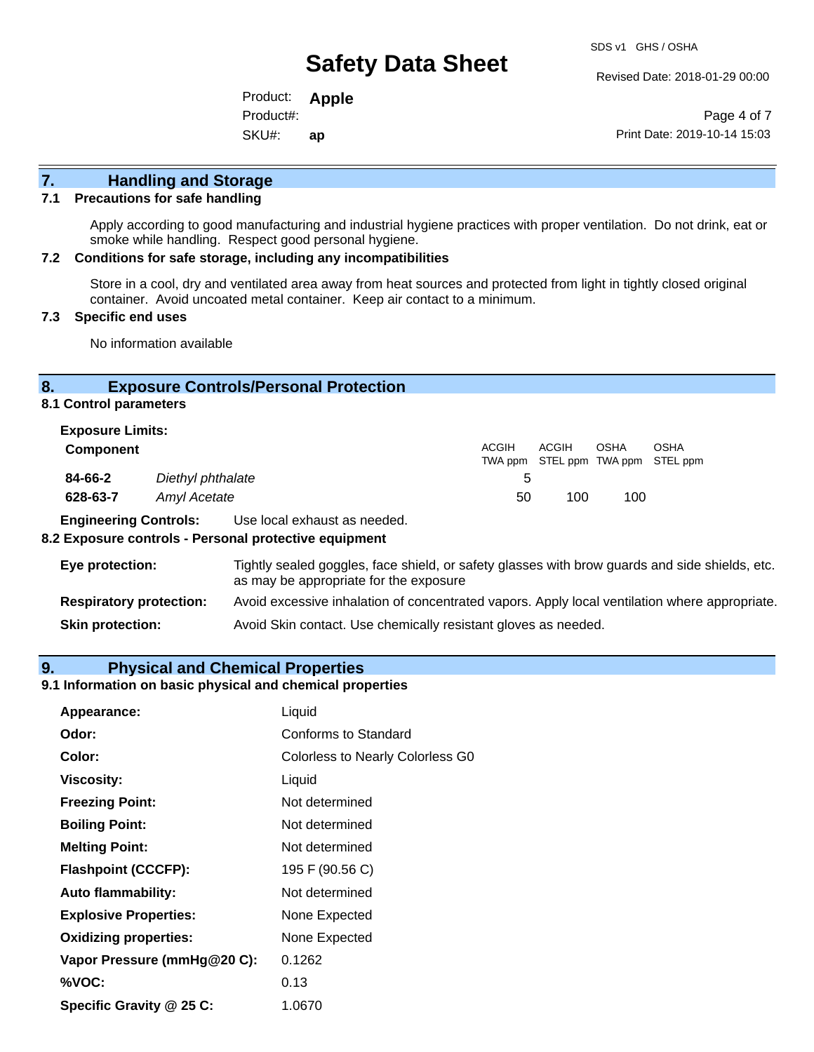## 7. Handling and Storage

### 7.1 Precautions for safe handling

Apply according to good manufacturing and industrial hygiene practices with proper ventilation. Do not drink, eat or smoke while handling. Respect good personal hygiene.

### 7.2 Conditions for safe storage, including any incompatibilities

Store in a cool, dry and ventilated area away from heat sources and protected from light in tightly closed original container. Avoid uncoated metal container. Keep air contact to a minimum.

### 7.3 Specific end uses

No information available

## 8. Exposure Controls/Personal Protection

### 8.1 Control parameters

**Exposure Limits:**

| Component | | ACGIH TWA ppm | ACGIH STEL ppm | OSHA TWA ppm | OSHA STEL ppm |
|---|---|---|---|---|---|
| **84-66-2** | *Diethyl phthalate* | 5 | | | |
| **628-63-7** | *Amyl Acetate* | 50 | 100 | 100 | |

**Engineering Controls:** Use local exhaust as needed.

### 8.2 Exposure controls - Personal protective equipment

**Eye protection:** Tightly sealed goggles, face shield, or safety glasses with brow guards and side shields, etc. as may be appropriate for the exposure

**Respiratory protection:** Avoid excessive inhalation of concentrated vapors. Apply local ventilation where appropriate.

**Skin protection:** Avoid Skin contact. Use chemically resistant gloves as needed.

## 9. Physical and Chemical Properties

### 9.1 Information on basic physical and chemical properties

| | |
|---|---|
| **Appearance:** | Liquid |
| **Odor:** | Conforms to Standard |
| **Color:** | Colorless to Nearly Colorless G0 |
| **Viscosity:** | Liquid |
| **Freezing Point:** | Not determined |
| **Boiling Point:** | Not determined |
| **Melting Point:** | Not determined |
| **Flashpoint (CCCFP):** | 195 F (90.56 C) |
| **Auto flammability:** | Not determined |
| **Explosive Properties:** | None Expected |
| **Oxidizing properties:** | None Expected |
| **Vapor Pressure (mmHg@20 C):** | 0.1262 |
| **%VOC:** | 0.13 |
| **Specific Gravity @ 25 C:** | 1.0670 |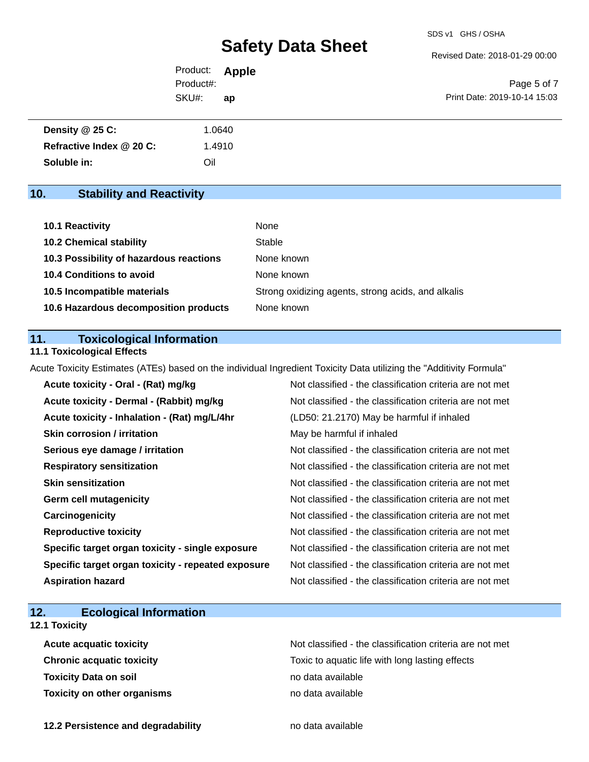| | |
|---|---|
| **Density @ 25 C:** | 1.0640 |
| **Refractive Index @ 20 C:** | 1.4910 |
| **Soluble in:** | Oil |

## 10. Stability and Reactivity

| | |
|---|---|
| **10.1 Reactivity** | None |
| **10.2 Chemical stability** | Stable |
| **10.3 Possibility of hazardous reactions** | None known |
| **10.4 Conditions to avoid** | None known |
| **10.5 Incompatible materials** | Strong oxidizing agents, strong acids, and alkalis |
| **10.6 Hazardous decomposition products** | None known |

## 11. Toxicological Information

### 11.1 Toxicological Effects

Acute Toxicity Estimates (ATEs) based on the individual Ingredient Toxicity Data utilizing the "Additivity Formula"

| | |
|---|---|
| **Acute toxicity - Oral - (Rat) mg/kg** | Not classified - the classification criteria are not met |
| **Acute toxicity - Dermal - (Rabbit) mg/kg** | Not classified - the classification criteria are not met |
| **Acute toxicity - Inhalation - (Rat) mg/L/4hr** | (LD50: 21.2170) May be harmful if inhaled |
| **Skin corrosion / irritation** | May be harmful if inhaled |
| **Serious eye damage / irritation** | Not classified - the classification criteria are not met |
| **Respiratory sensitization** | Not classified - the classification criteria are not met |
| **Skin sensitization** | Not classified - the classification criteria are not met |
| **Germ cell mutagenicity** | Not classified - the classification criteria are not met |
| **Carcinogenicity** | Not classified - the classification criteria are not met |
| **Reproductive toxicity** | Not classified - the classification criteria are not met |
| **Specific target organ toxicity - single exposure** | Not classified - the classification criteria are not met |
| **Specific target organ toxicity - repeated exposure** | Not classified - the classification criteria are not met |
| **Aspiration hazard** | Not classified - the classification criteria are not met |

## 12. Ecological Information

### 12.1 Toxicity

| | |
|---|---|
| **Acute acquatic toxicity** | Not classified - the classification criteria are not met |
| **Chronic acquatic toxicity** | Toxic to aquatic life with long lasting effects |
| **Toxicity Data on soil** | no data available |
| **Toxicity on other organisms** | no data available |

| | |
|---|---|
| **12.2 Persistence and degradability** | no data available |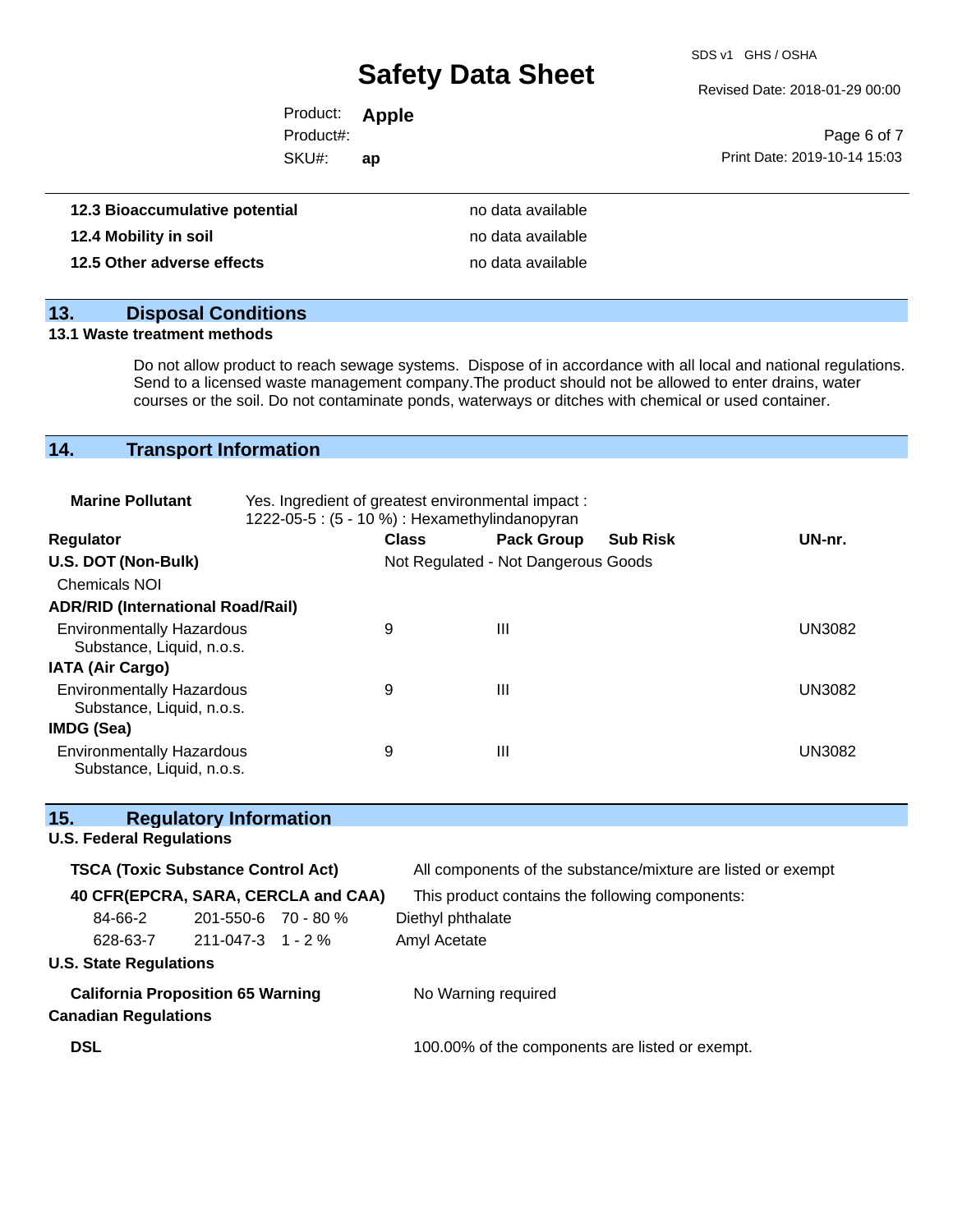| | |
|---|---|
| **12.3 Bioaccumulative potential** | no data available |
| **12.4 Mobility in soil** | no data available |
| **12.5 Other adverse effects** | no data available |

## 13. Disposal Conditions

### 13.1 Waste treatment methods

Do not allow product to reach sewage systems. Dispose of in accordance with all local and national regulations. Send to a licensed waste management company.The product should not be allowed to enter drains, water courses or the soil. Do not contaminate ponds, waterways or ditches with chemical or used container.

## 14. Transport Information

**Marine Pollutant** Yes. Ingredient of greatest environmental impact : 1222-05-5 : (5 - 10 %) : Hexamethylindanopyran

| Regulator | Class | Pack Group | Sub Risk | UN-nr. |
|---|---|---|---|---|
| **U.S. DOT (Non-Bulk)** | Not Regulated - Not Dangerous Goods | | | |
| Chemicals NOI | | | | |
| **ADR/RID (International Road/Rail)** | | | | |
| Environmentally Hazardous Substance, Liquid, n.o.s. | 9 | III | | UN3082 |
| **IATA (Air Cargo)** | | | | |
| Environmentally Hazardous Substance, Liquid, n.o.s. | 9 | III | | UN3082 |
| **IMDG (Sea)** | | | | |
| Environmentally Hazardous Substance, Liquid, n.o.s. | 9 | III | | UN3082 |

## 15. Regulatory Information

### U.S. Federal Regulations

**TSCA (Toxic Substance Control Act)** All components of the substance/mixture are listed or exempt

**40 CFR(EPCRA, SARA, CERCLA and CAA)** This product contains the following components:

| | | | |
|---|---|---|---|
| 84-66-2 | 201-550-6 | 70 - 80 % | Diethyl phthalate |
| 628-63-7 | 211-047-3 | 1 - 2 % | Amyl Acetate |

### U.S. State Regulations

**California Proposition 65 Warning** No Warning required

### Canadian Regulations

**DSL** 100.00% of the components are listed or exempt.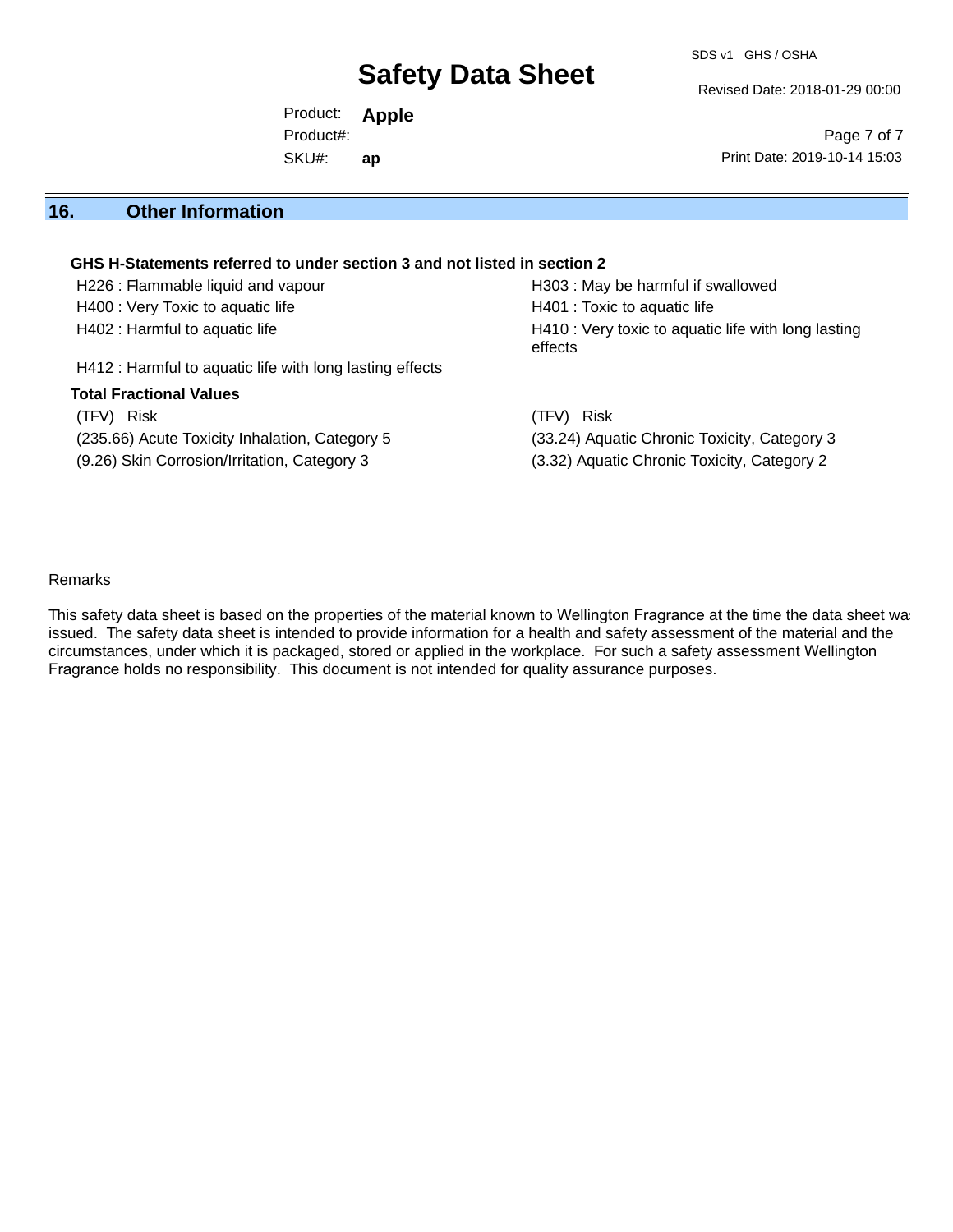## 16. Other Information

**GHS H-Statements referred to under section 3 and not listed in section 2**

H226 : Flammable liquid and vapour

H303 : May be harmful if swallowed

H400 : Very Toxic to aquatic life

H401 : Toxic to aquatic life

H402 : Harmful to aquatic life

H410 : Very toxic to aquatic life with long lasting effects

H412 : Harmful to aquatic life with long lasting effects

**Total Fractional Values**

| (TFV) | Risk | (TFV) | Risk |
|---|---|---|---|
| (235.66) | Acute Toxicity Inhalation, Category 5 | (33.24) | Aquatic Chronic Toxicity, Category 3 |
| (9.26) | Skin Corrosion/Irritation, Category 3 | (3.32) | Aquatic Chronic Toxicity, Category 2 |

Remarks

This safety data sheet is based on the properties of the material known to Wellington Fragrance at the time the data sheet was issued. The safety data sheet is intended to provide information for a health and safety assessment of the material and the circumstances, under which it is packaged, stored or applied in the workplace. For such a safety assessment Wellington Fragrance holds no responsibility. This document is not intended for quality assurance purposes.